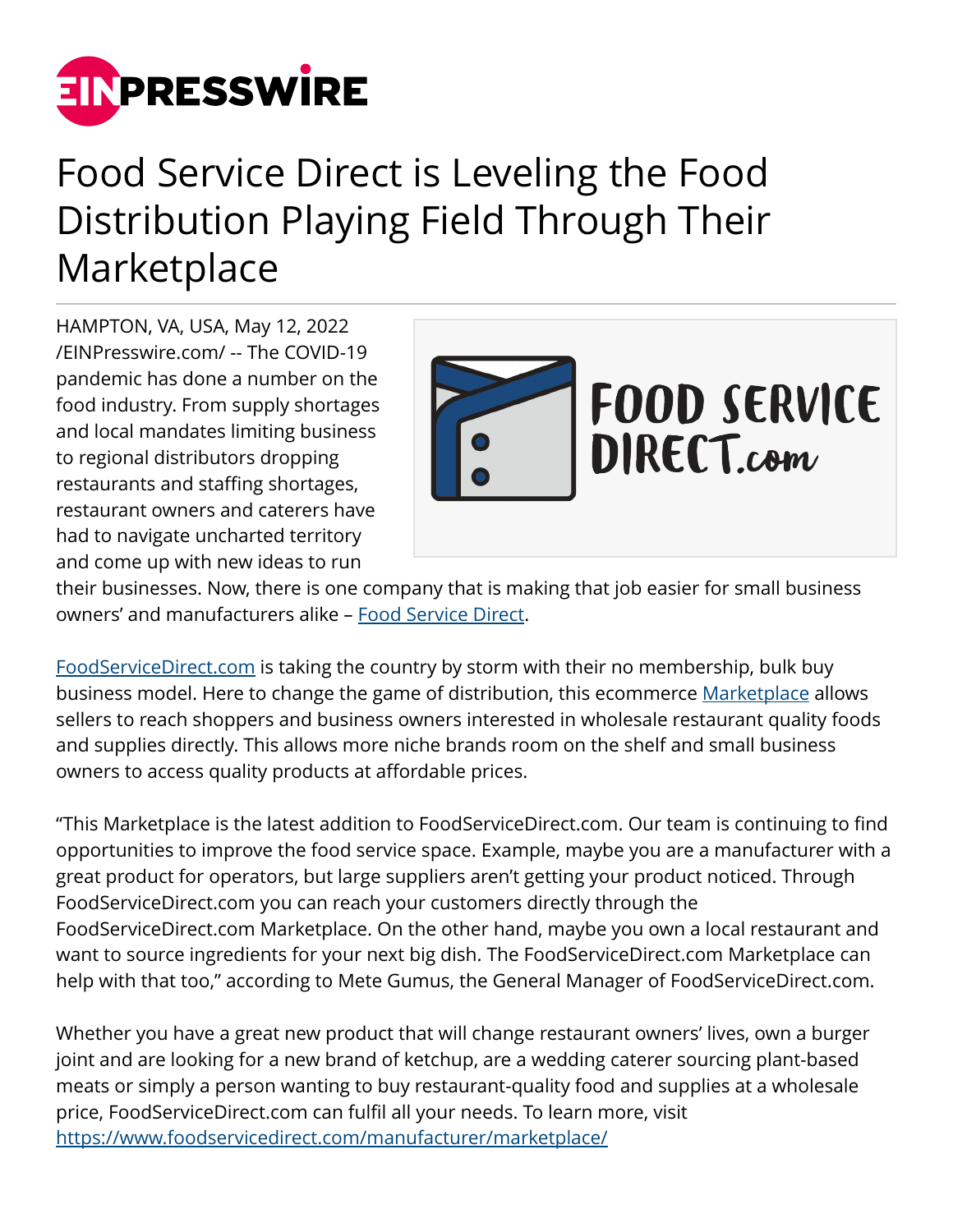# Food Service Direct is Leveling the Food Distribution Playing Field Through Their Marketplace

HAMPTON, VA, USA, May 12, 2022 /EINPresswire.com/ -- The COVID-19 pandemic has done a number on the food industry. From supply shortages and local mandates limiting business to regional distributors dropping restaurants and staffing shortages, restaurant owners and caterers have had to navigate uncharted territory and come up with new ideas to run their businesses. Now, there is one company that is making that job easier for small business owners' and manufacturers alike – Food Service Direct.

FoodServiceDirect.com is taking the country by storm with their no membership, bulk buy business model. Here to change the game of distribution, this ecommerce Marketplace allows sellers to reach shoppers and business owners interested in wholesale restaurant quality foods and supplies directly. This allows more niche brands room on the shelf and small business owners to access quality products at affordable prices.

"This Marketplace is the latest addition to FoodServiceDirect.com. Our team is continuing to find opportunities to improve the food service space. Example, maybe you are a manufacturer with a great product for operators, but large suppliers aren't getting your product noticed. Through FoodServiceDirect.com you can reach your customers directly through the FoodServiceDirect.com Marketplace. On the other hand, maybe you own a local restaurant and want to source ingredients for your next big dish. The FoodServiceDirect.com Marketplace can help with that too," according to Mete Gumus, the General Manager of FoodServiceDirect.com.

Whether you have a great new product that will change restaurant owners' lives, own a burger joint and are looking for a new brand of ketchup, are a wedding caterer sourcing plant-based meats or simply a person wanting to buy restaurant-quality food and supplies at a wholesale price, FoodServiceDirect.com can fulfil all your needs. To learn more, visit https://www.foodservicedirect.com/manufacturer/marketplace/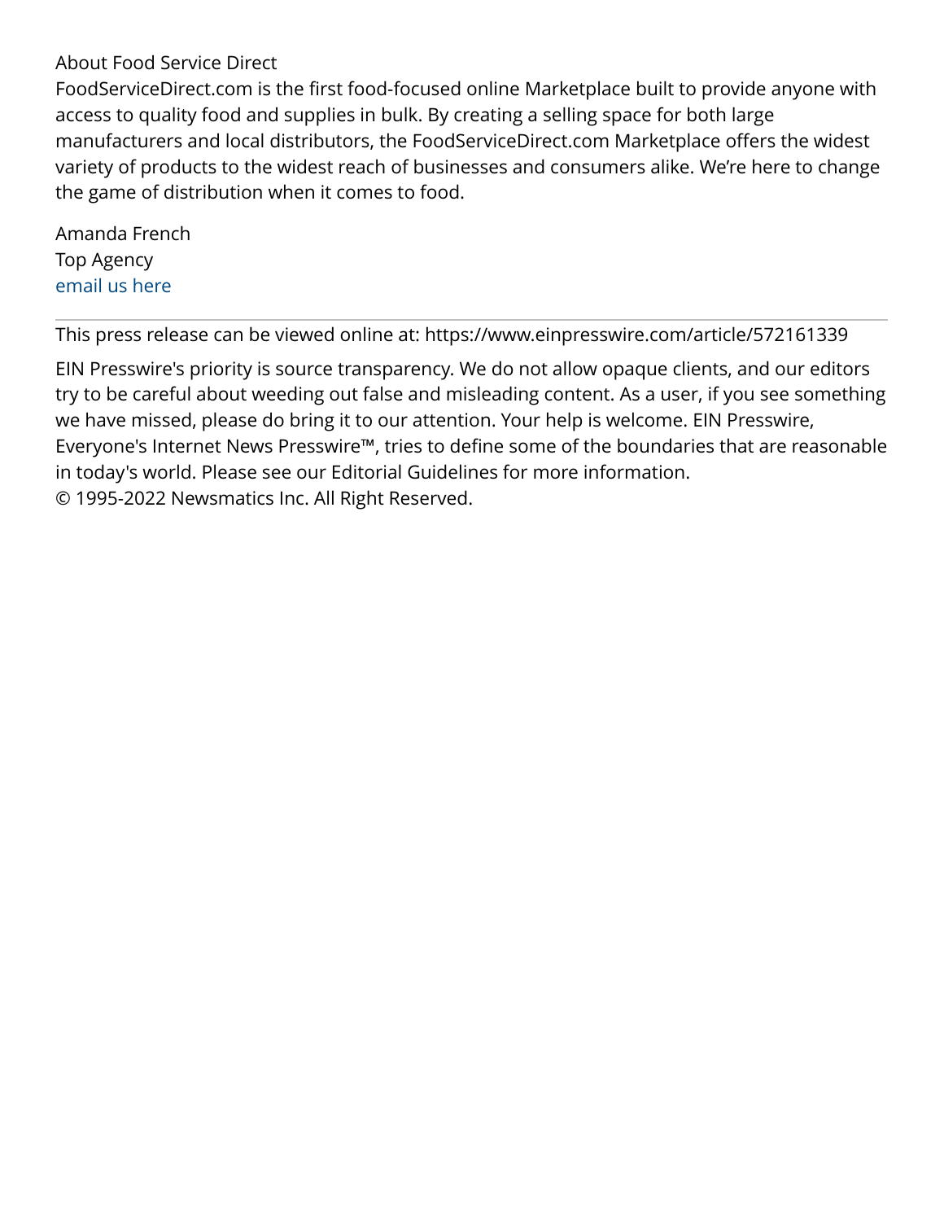About Food Service Direct
FoodServiceDirect.com is the first food-focused online Marketplace built to provide anyone with access to quality food and supplies in bulk. By creating a selling space for both large manufacturers and local distributors, the FoodServiceDirect.com Marketplace offers the widest variety of products to the widest reach of businesses and consumers alike. We're here to change the game of distribution when it comes to food.

Amanda French
Top Agency
email us here

---

This press release can be viewed online at: https://www.einpresswire.com/article/572161339

EIN Presswire's priority is source transparency. We do not allow opaque clients, and our editors try to be careful about weeding out false and misleading content. As a user, if you see something we have missed, please do bring it to our attention. Your help is welcome. EIN Presswire, Everyone's Internet News Presswire™, tries to define some of the boundaries that are reasonable in today's world. Please see our Editorial Guidelines for more information.
© 1995-2022 Newsmatics Inc. All Right Reserved.